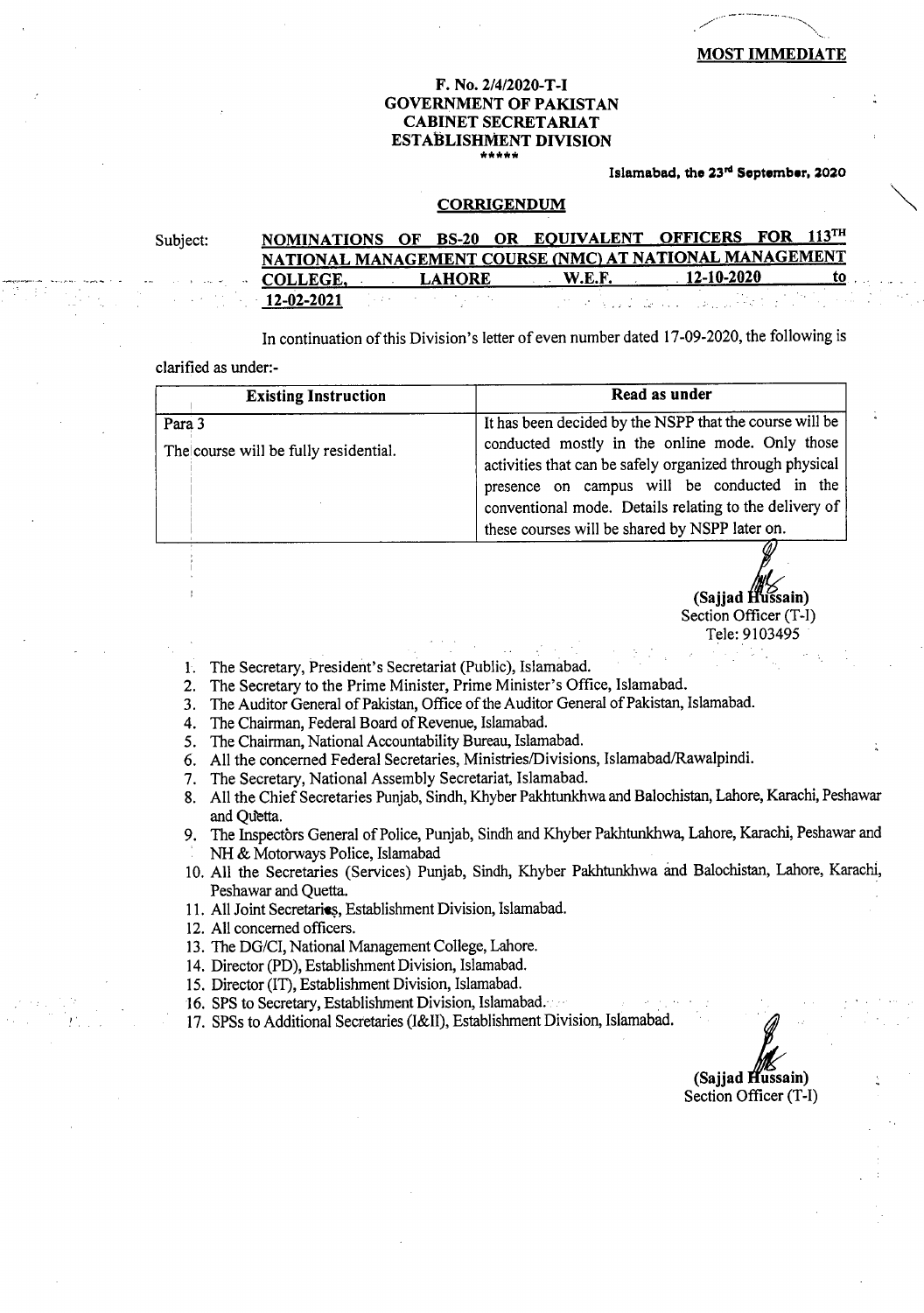**MOST IMMEDIATE**

**F. No. 2/4/2020-T-I**
**GOVERNMENT OF PAKISTAN**
**CABINET SECRETARIAT**
**ESTABLISHMENT DIVISION**
\*\*\*\*\*

**Islamabad, the 23rd September, 2020**

## CORRIGENDUM

Subject: **NOMINATIONS OF BS-20 OR EQUIVALENT OFFICERS FOR 113TH NATIONAL MANAGEMENT COURSE (NMC) AT NATIONAL MANAGEMENT COLLEGE, LAHORE W.E.F. 12-10-2020 to 12-02-2021**

In continuation of this Division's letter of even number dated 17-09-2020, the following is clarified as under:-

| Existing Instruction | Read as under |
|---|---|
| Para 3<br>The course will be fully residential. | It has been decided by the NSPP that the course will be conducted mostly in the online mode. Only those activities that can be safely organized through physical presence on campus will be conducted in the conventional mode. Details relating to the delivery of these courses will be shared by NSPP later on. |

(Sajjad Hussain)
Section Officer (T-I)
Tele: 9103495

1. The Secretary, President's Secretariat (Public), Islamabad.
2. The Secretary to the Prime Minister, Prime Minister's Office, Islamabad.
3. The Auditor General of Pakistan, Office of the Auditor General of Pakistan, Islamabad.
4. The Chairman, Federal Board of Revenue, Islamabad.
5. The Chairman, National Accountability Bureau, Islamabad.
6. All the concerned Federal Secretaries, Ministries/Divisions, Islamabad/Rawalpindi.
7. The Secretary, National Assembly Secretariat, Islamabad.
8. All the Chief Secretaries Punjab, Sindh, Khyber Pakhtunkhwa and Balochistan, Lahore, Karachi, Peshawar and Quetta.
9. The Inspectors General of Police, Punjab, Sindh and Khyber Pakhtunkhwa, Lahore, Karachi, Peshawar and NH & Motorways Police, Islamabad
10. All the Secretaries (Services) Punjab, Sindh, Khyber Pakhtunkhwa and Balochistan, Lahore, Karachi, Peshawar and Quetta.
11. All Joint Secretaries, Establishment Division, Islamabad.
12. All concerned officers.
13. The DG/CI, National Management College, Lahore.
14. Director (PD), Establishment Division, Islamabad.
15. Director (IT), Establishment Division, Islamabad.
16. SPS to Secretary, Establishment Division, Islamabad.
17. SPSs to Additional Secretaries (I&II), Establishment Division, Islamabad.

(Sajjad Hussain)
Section Officer (T-I)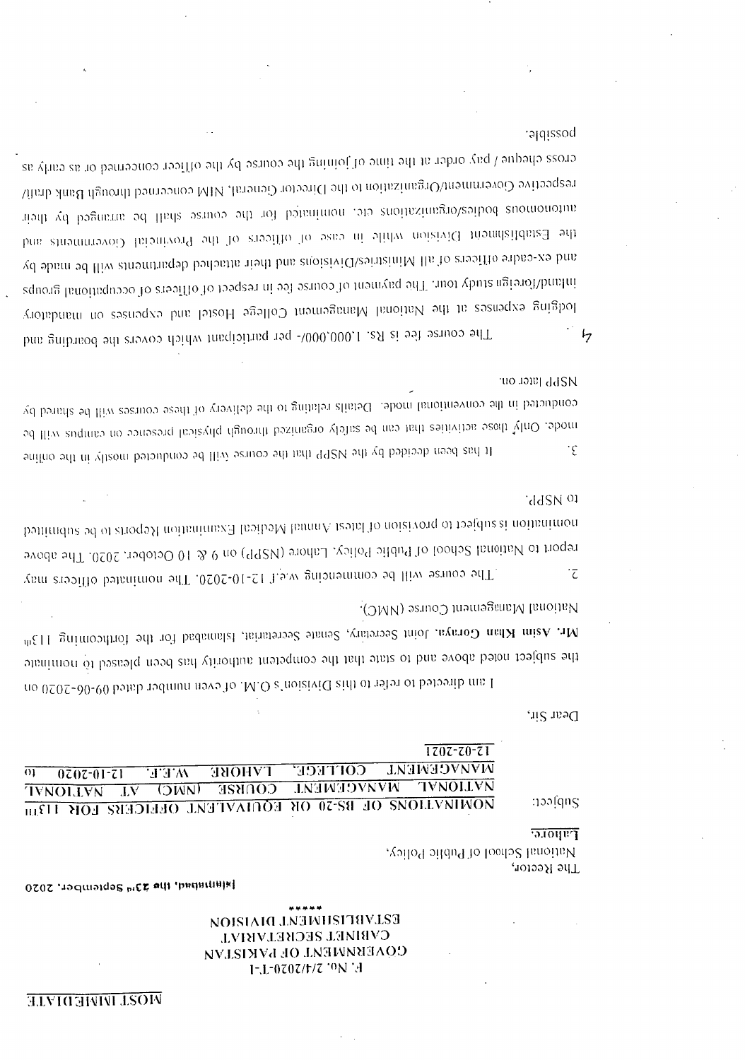**MOST IMMEDIATE**

F. No. 2/4/2020-T-I
GOVERNMENT OF PAKISTAN
CABINET SECRETARIAT
ESTABLISHMENT DIVISION
\*\*\*\*\*

Islamabad, the 23rd September, 2020

The Rector,
National School of Public Policy,
Lahore.

Subject: **NOMINATIONS OF BS-20 OR EQUIVALENT OFFICERS FOR 113TH NATIONAL MANAGEMENT COURSE (NMC) AT NATIONAL MANAGEMENT COLLEGE, LAHORE W.E.F. 12-10-2020 to 12-02-2021**

Dear Sir,

I am directed to refer to this Division's O.M. of even number dated 09-06-2020 on the subject noted above and to state that the competent authority has been pleased to nominate **Mr. Asim Khan Goraya**, Joint Secretary, Senate Secretariat, Islamabad for the forthcoming 113th National Management Course (NMC).

2. The course will be commencing w.e.f 12-10-2020. The nominated officers may report to National School of Public Policy, Lahore (NSPP) on 9 & 10 October, 2020. The above nomination is subject to provision of latest Annual Medical Examination Reports to be submitted to NSPP.

3. It has been decided by the NSPP that the course will be conducted mostly in the online mode. Only those activities that can be safely organized through physical presence on campus will be conducted in the conventional mode. Details relating to the delivery of these courses will be shared by NSPP later on.

4. The course fee is Rs. 1,000,000/- per participant which covers the boarding and lodging expenses at the National Management College Hostel and expenses on mandatory inland/foreign study tour. The payment of course fee in respect of officers of occupational groups and ex-cadre officers of all Ministries/Divisions and their attached departments will be made by the Establishment Division while in case of officers of the Provincial Governments and autonomous bodies/organizations etc. nominated for the course shall be arranged by their respective Government/Organization to the Director General, NIM concerned through Bank draft/cross cheque / pay order at the time of joining the course by the officer concerned or as early as possible.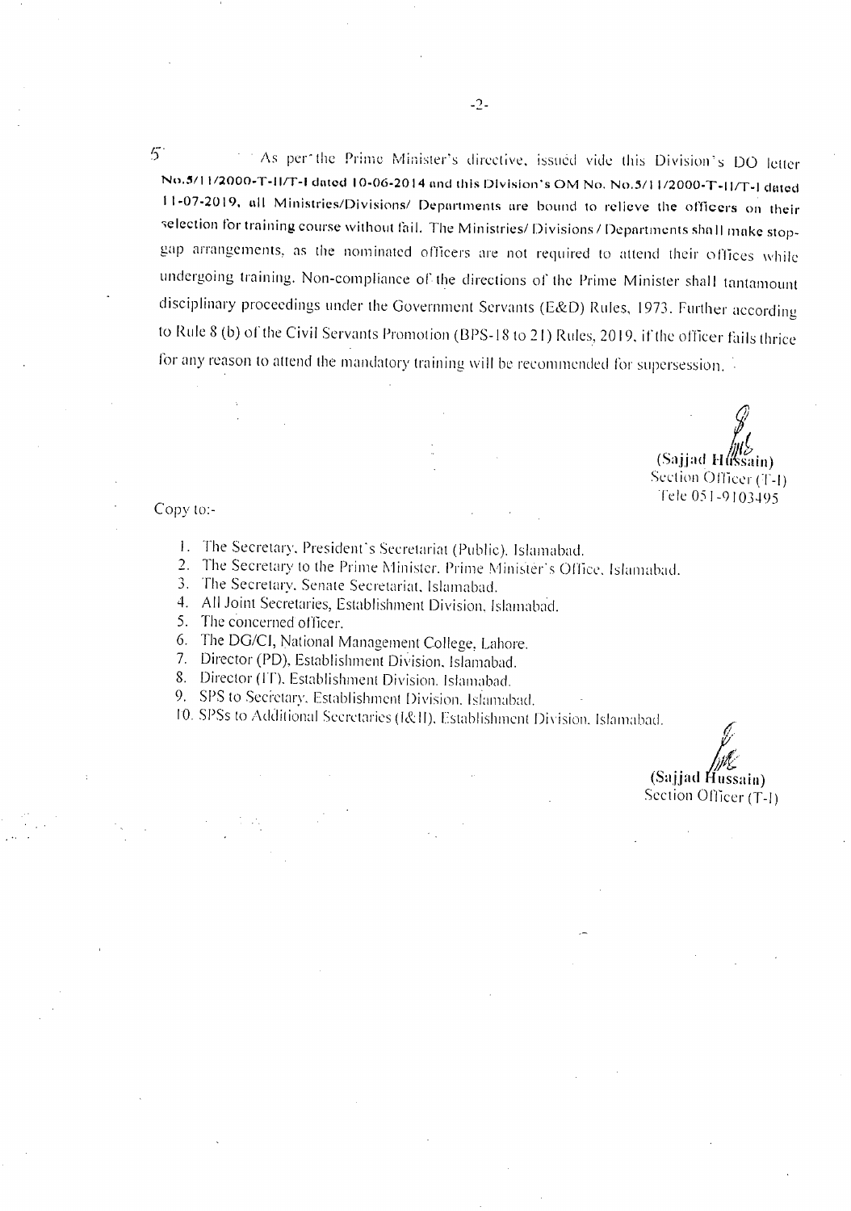5. As per the Prime Minister's directive, issued vide this Division's DO letter **No.5/11/2000-T-II/T-I dated 10-06-2014 and this Division's OM No. No.5/11/2000-T-II/T-I dated 11-07-2019, all Ministries/Divisions/ Departments are bound to relieve the officers on their** selection for training course without fail. The Ministries/ Divisions / Departments shall make stop-gap arrangements, as the nominated officers are not required to attend their offices while undergoing training. Non-compliance of the directions of the Prime Minister shall tantamount disciplinary proceedings under the Government Servants (E&D) Rules, 1973. Further according to Rule 8 (b) of the Civil Servants Promotion (BPS-18 to 21) Rules, 2019, if the officer fails thrice for any reason to attend the mandatory training will be recommended for supersession.

(Sajjad Hussain)
Section Officer (T-I)
Tele 051-9103495

Copy to:-

1. The Secretary, President's Secretariat (Public), Islamabad.
2. The Secretary to the Prime Minister, Prime Minister's Office, Islamabad.
3. The Secretary, Senate Secretariat, Islamabad.
4. All Joint Secretaries, Establishment Division, Islamabad.
5. The concerned officer.
6. The DG/CI, National Management College, Lahore.
7. Director (PD), Establishment Division, Islamabad.
8. Director (IT), Establishment Division, Islamabad.
9. SPS to Secretary, Establishment Division, Islamabad.
10. SPSs to Additional Secretaries (I&II), Establishment Division, Islamabad.

(Sajjad Hussain)
Section Officer (T-I)